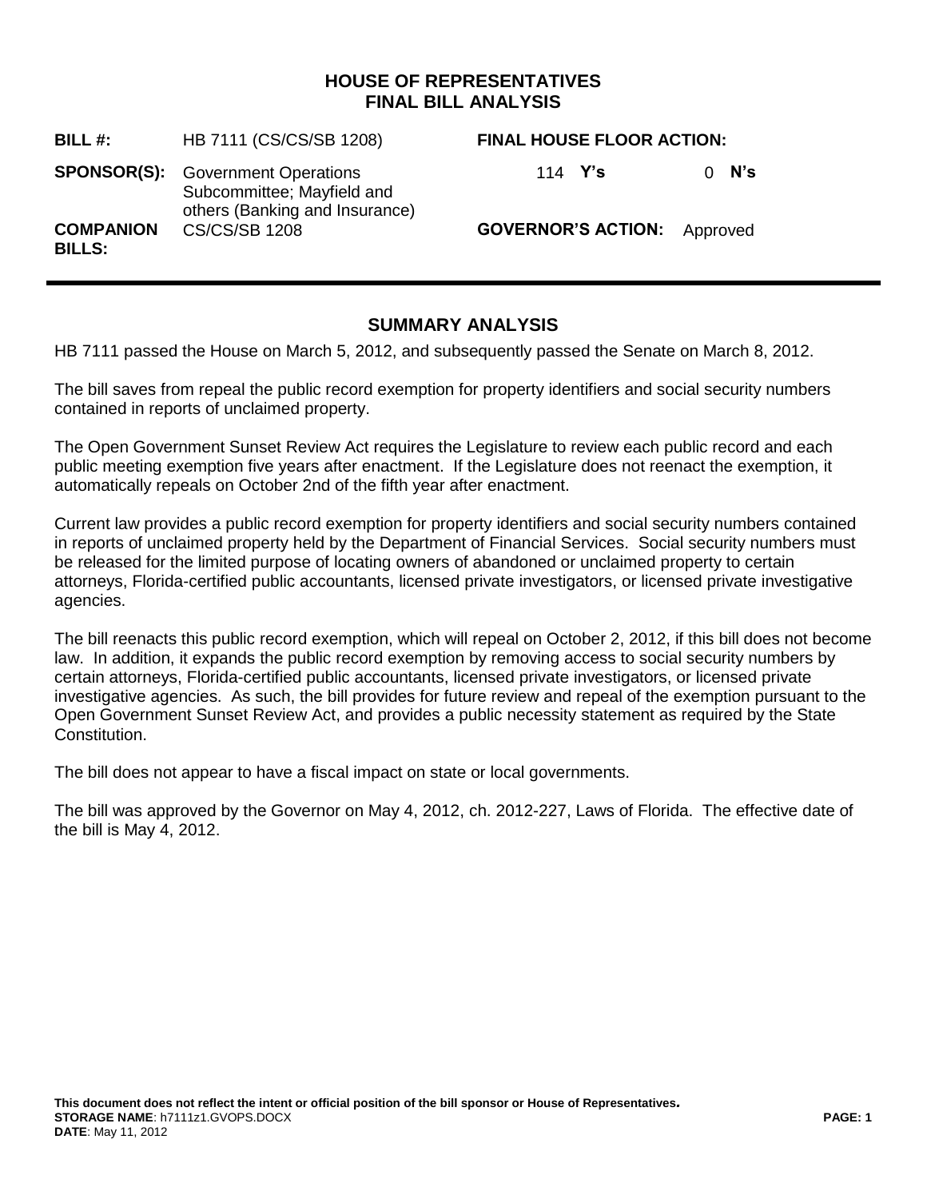# HOUSE OF REPRESENTATIVES
# FINAL BILL ANALYSIS

| | | | |
|---|---|---|---|
| **BILL #:** | HB 7111 (CS/CS/SB 1208) | **FINAL HOUSE FLOOR ACTION:** | |
| **SPONSOR(S):** | Government Operations Subcommittee; Mayfield and others (Banking and Insurance) | 114 **Y's** | 0 **N's** |
| **COMPANION BILLS:** | CS/CS/SB 1208 | **GOVERNOR'S ACTION:** | Approved |

## SUMMARY ANALYSIS

HB 7111 passed the House on March 5, 2012, and subsequently passed the Senate on March 8, 2012.

The bill saves from repeal the public record exemption for property identifiers and social security numbers contained in reports of unclaimed property.

The Open Government Sunset Review Act requires the Legislature to review each public record and each public meeting exemption five years after enactment. If the Legislature does not reenact the exemption, it automatically repeals on October 2nd of the fifth year after enactment.

Current law provides a public record exemption for property identifiers and social security numbers contained in reports of unclaimed property held by the Department of Financial Services. Social security numbers must be released for the limited purpose of locating owners of abandoned or unclaimed property to certain attorneys, Florida-certified public accountants, licensed private investigators, or licensed private investigative agencies.

The bill reenacts this public record exemption, which will repeal on October 2, 2012, if this bill does not become law. In addition, it expands the public record exemption by removing access to social security numbers by certain attorneys, Florida-certified public accountants, licensed private investigators, or licensed private investigative agencies. As such, the bill provides for future review and repeal of the exemption pursuant to the Open Government Sunset Review Act, and provides a public necessity statement as required by the State Constitution.

The bill does not appear to have a fiscal impact on state or local governments.

The bill was approved by the Governor on May 4, 2012, ch. 2012-227, Laws of Florida. The effective date of the bill is May 4, 2012.

**This document does not reflect the intent or official position of the bill sponsor or House of Representatives.**
**STORAGE NAME**: h7111z1.GVOPS.DOCX
**DATE**: May 11, 2012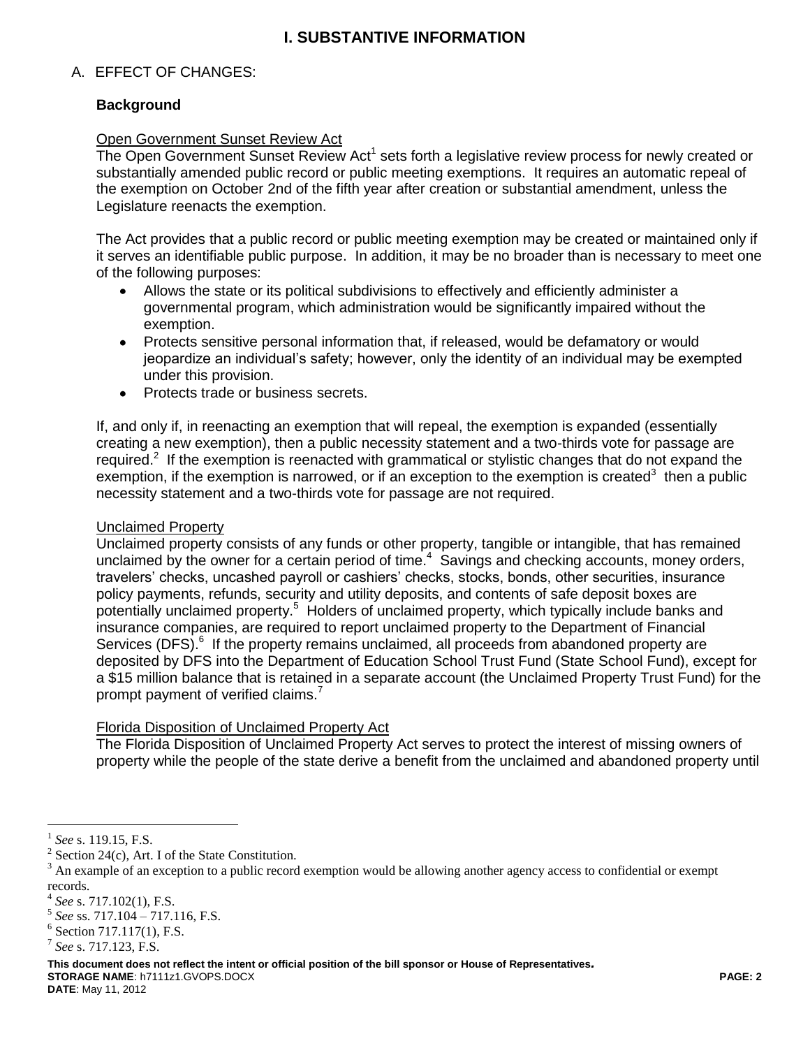# I. SUBSTANTIVE INFORMATION

## A. EFFECT OF CHANGES:

### Background

Open Government Sunset Review Act

The Open Government Sunset Review Act[1] sets forth a legislative review process for newly created or substantially amended public record or public meeting exemptions. It requires an automatic repeal of the exemption on October 2nd of the fifth year after creation or substantial amendment, unless the Legislature reenacts the exemption.

The Act provides that a public record or public meeting exemption may be created or maintained only if it serves an identifiable public purpose. In addition, it may be no broader than is necessary to meet one of the following purposes:

- Allows the state or its political subdivisions to effectively and efficiently administer a governmental program, which administration would be significantly impaired without the exemption.
- Protects sensitive personal information that, if released, would be defamatory or would jeopardize an individual's safety; however, only the identity of an individual may be exempted under this provision.
- Protects trade or business secrets.

If, and only if, in reenacting an exemption that will repeal, the exemption is expanded (essentially creating a new exemption), then a public necessity statement and a two-thirds vote for passage are required.[2] If the exemption is reenacted with grammatical or stylistic changes that do not expand the exemption, if the exemption is narrowed, or if an exception to the exemption is created[3] then a public necessity statement and a two-thirds vote for passage are not required.

Unclaimed Property

Unclaimed property consists of any funds or other property, tangible or intangible, that has remained unclaimed by the owner for a certain period of time.[4] Savings and checking accounts, money orders, travelers' checks, uncashed payroll or cashiers' checks, stocks, bonds, other securities, insurance policy payments, refunds, security and utility deposits, and contents of safe deposit boxes are potentially unclaimed property.[5] Holders of unclaimed property, which typically include banks and insurance companies, are required to report unclaimed property to the Department of Financial Services (DFS).[6] If the property remains unclaimed, all proceeds from abandoned property are deposited by DFS into the Department of Education School Trust Fund (State School Fund), except for a $15 million balance that is retained in a separate account (the Unclaimed Property Trust Fund) for the prompt payment of verified claims.[7]

Florida Disposition of Unclaimed Property Act

The Florida Disposition of Unclaimed Property Act serves to protect the interest of missing owners of property while the people of the state derive a benefit from the unclaimed and abandoned property until

---

[1] *See* s. 119.15, F.S.

[2] Section 24(c), Art. I of the State Constitution.

[3] An example of an exception to a public record exemption would be allowing another agency access to confidential or exempt records.

[4] *See* s. 717.102(1), F.S.

[5] *See* ss. 717.104 – 717.116, F.S.

[6] Section 717.117(1), F.S.

[7] *See* s. 717.123, F.S.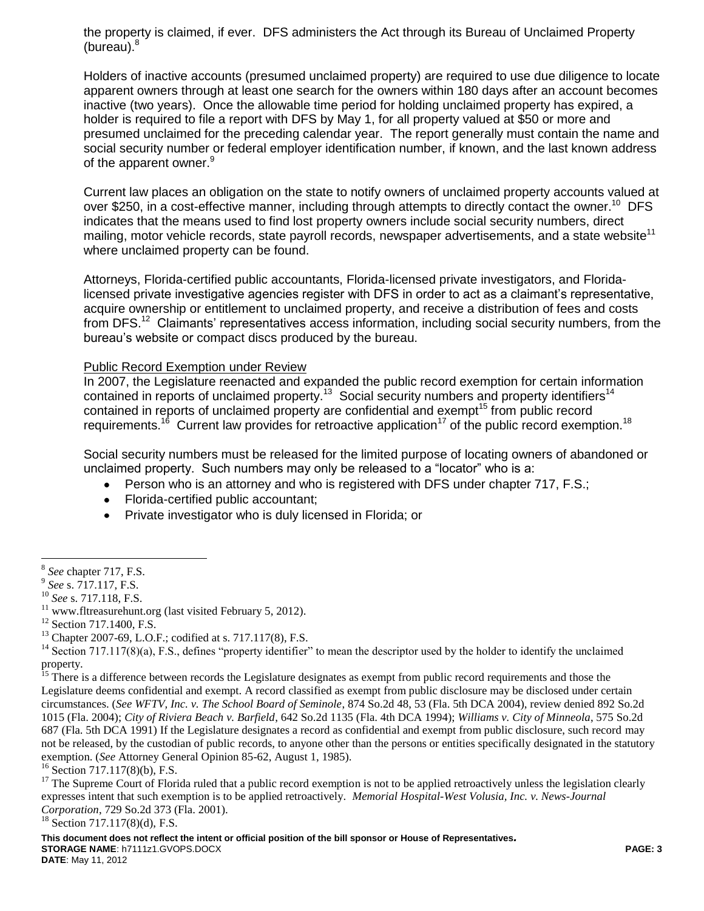the property is claimed, if ever. DFS administers the Act through its Bureau of Unclaimed Property (bureau).[8]

Holders of inactive accounts (presumed unclaimed property) are required to use due diligence to locate apparent owners through at least one search for the owners within 180 days after an account becomes inactive (two years). Once the allowable time period for holding unclaimed property has expired, a holder is required to file a report with DFS by May 1, for all property valued at $50 or more and presumed unclaimed for the preceding calendar year. The report generally must contain the name and social security number or federal employer identification number, if known, and the last known address of the apparent owner.[9]

Current law places an obligation on the state to notify owners of unclaimed property accounts valued at over $250, in a cost-effective manner, including through attempts to directly contact the owner.[10] DFS indicates that the means used to find lost property owners include social security numbers, direct mailing, motor vehicle records, state payroll records, newspaper advertisements, and a state website[11] where unclaimed property can be found.

Attorneys, Florida-certified public accountants, Florida-licensed private investigators, and Florida-licensed private investigative agencies register with DFS in order to act as a claimant's representative, acquire ownership or entitlement to unclaimed property, and receive a distribution of fees and costs from DFS.[12] Claimants' representatives access information, including social security numbers, from the bureau's website or compact discs produced by the bureau.

<u>Public Record Exemption under Review</u>

In 2007, the Legislature reenacted and expanded the public record exemption for certain information contained in reports of unclaimed property.[13] Social security numbers and property identifiers[14] contained in reports of unclaimed property are confidential and exempt[15] from public record requirements.[16] Current law provides for retroactive application[17] of the public record exemption.[18]

Social security numbers must be released for the limited purpose of locating owners of abandoned or unclaimed property. Such numbers may only be released to a "locator" who is a:

- Person who is an attorney and who is registered with DFS under chapter 717, F.S.;
- Florida-certified public accountant;
- Private investigator who is duly licensed in Florida; or

---

[8] *See* chapter 717, F.S.

[9] *See* s. 717.117, F.S.

[10] *See* s. 717.118, F.S.

[11] www.fltreasurehunt.org (last visited February 5, 2012).

[12] Section 717.1400, F.S.

[13] Chapter 2007-69, L.O.F.; codified at s. 717.117(8), F.S.

[14] Section 717.117(8)(a), F.S., defines "property identifier" to mean the descriptor used by the holder to identify the unclaimed property.

[15] There is a difference between records the Legislature designates as exempt from public record requirements and those the Legislature deems confidential and exempt. A record classified as exempt from public disclosure may be disclosed under certain circumstances. (*See WFTV, Inc. v. The School Board of Seminole*, 874 So.2d 48, 53 (Fla. 5th DCA 2004), review denied 892 So.2d 1015 (Fla. 2004); *City of Riviera Beach v. Barfield*, 642 So.2d 1135 (Fla. 4th DCA 1994); *Williams v. City of Minneola*, 575 So.2d 687 (Fla. 5th DCA 1991) If the Legislature designates a record as confidential and exempt from public disclosure, such record may not be released, by the custodian of public records, to anyone other than the persons or entities specifically designated in the statutory exemption. (*See* Attorney General Opinion 85-62, August 1, 1985).

[16] Section 717.117(8)(b), F.S.

[17] The Supreme Court of Florida ruled that a public record exemption is not to be applied retroactively unless the legislation clearly expresses intent that such exemption is to be applied retroactively. *Memorial Hospital-West Volusia, Inc. v. News-Journal Corporation*, 729 So.2d 373 (Fla. 2001).

[18] Section 717.117(8)(d), F.S.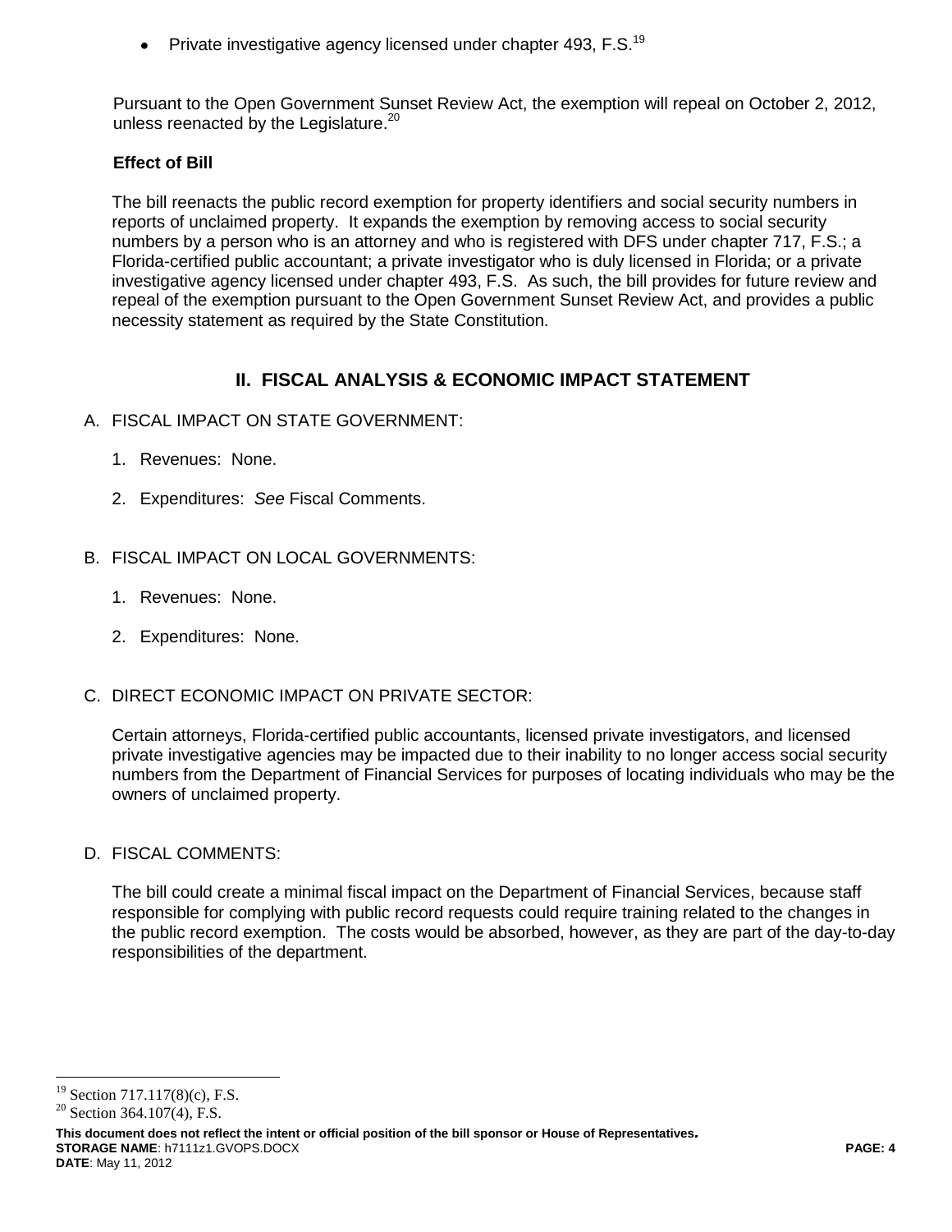- Private investigative agency licensed under chapter 493, F.S.[19]

Pursuant to the Open Government Sunset Review Act, the exemption will repeal on October 2, 2012, unless reenacted by the Legislature.[20]

**Effect of Bill**

The bill reenacts the public record exemption for property identifiers and social security numbers in reports of unclaimed property. It expands the exemption by removing access to social security numbers by a person who is an attorney and who is registered with DFS under chapter 717, F.S.; a Florida-certified public accountant; a private investigator who is duly licensed in Florida; or a private investigative agency licensed under chapter 493, F.S. As such, the bill provides for future review and repeal of the exemption pursuant to the Open Government Sunset Review Act, and provides a public necessity statement as required by the State Constitution.

## II. FISCAL ANALYSIS & ECONOMIC IMPACT STATEMENT

A. FISCAL IMPACT ON STATE GOVERNMENT:

1. Revenues: None.
2. Expenditures: *See* Fiscal Comments.

B. FISCAL IMPACT ON LOCAL GOVERNMENTS:

1. Revenues: None.
2. Expenditures: None.

C. DIRECT ECONOMIC IMPACT ON PRIVATE SECTOR:

Certain attorneys, Florida-certified public accountants, licensed private investigators, and licensed private investigative agencies may be impacted due to their inability to no longer access social security numbers from the Department of Financial Services for purposes of locating individuals who may be the owners of unclaimed property.

D. FISCAL COMMENTS:

The bill could create a minimal fiscal impact on the Department of Financial Services, because staff responsible for complying with public record requests could require training related to the changes in the public record exemption. The costs would be absorbed, however, as they are part of the day-to-day responsibilities of the department.

---

[19] Section 717.117(8)(c), F.S.

[20] Section 364.107(4), F.S.